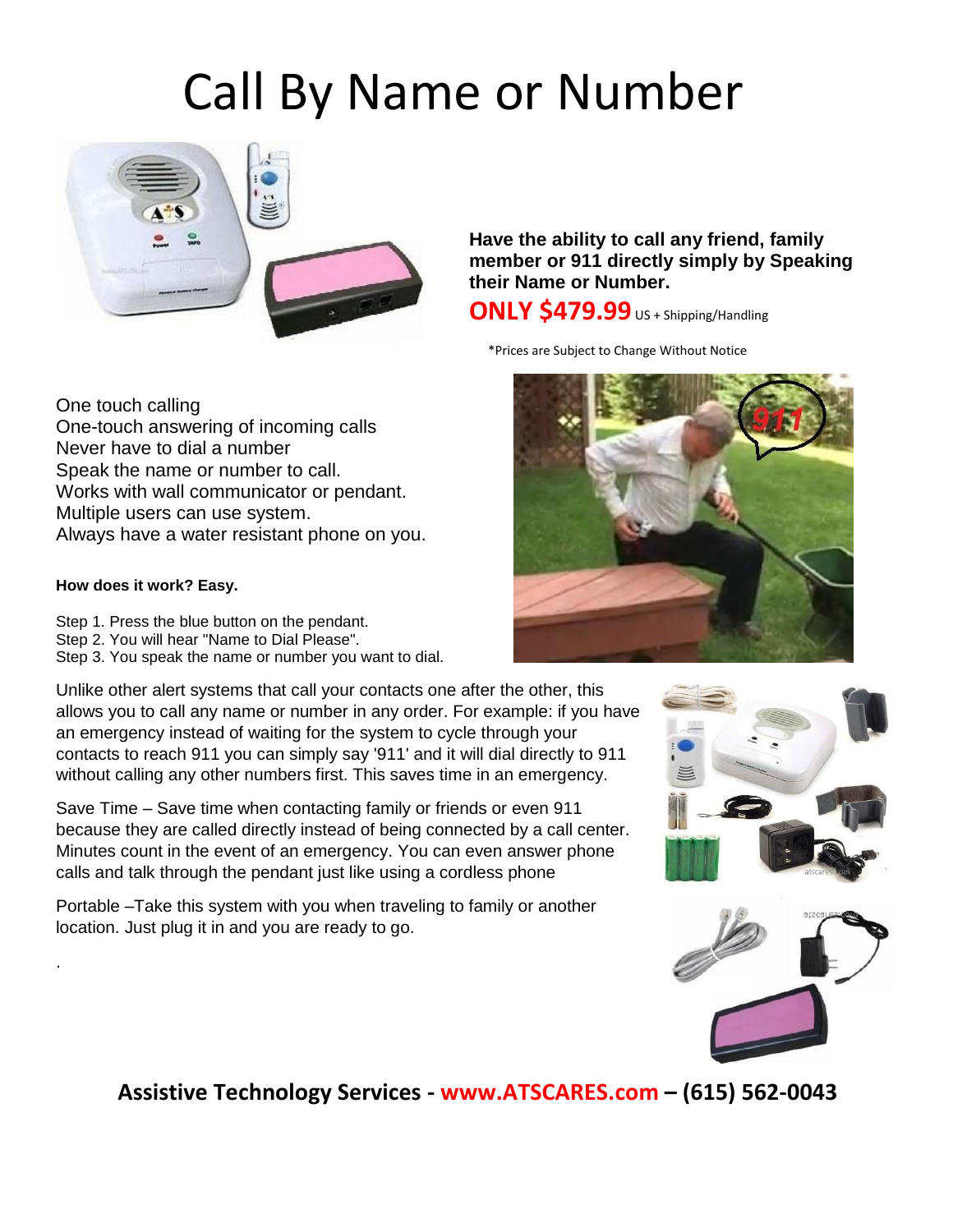# Call By Name or Number

**Have the ability to call any friend, family member or 911 directly simply by Speaking their Name or Number.**

**ONLY $479.99** US + Shipping/Handling

*Prices are Subject to Change Without Notice

One touch calling
One-touch answering of incoming calls
Never have to dial a number
Speak the name or number to call.
Works with wall communicator or pendant.
Multiple users can use system.
Always have a water resistant phone on you.

**How does it work? Easy.**

Step 1. Press the blue button on the pendant.
Step 2. You will hear "Name to Dial Please".
Step 3. You speak the name or number you want to dial.

Unlike other alert systems that call your contacts one after the other, this allows you to call any name or number in any order. For example: if you have an emergency instead of waiting for the system to cycle through your contacts to reach 911 you can simply say '911' and it will dial directly to 911 without calling any other numbers first. This saves time in an emergency.

Save Time – Save time when contacting family or friends or even 911 because they are called directly instead of being connected by a call center. Minutes count in the event of an emergency. You can even answer phone calls and talk through the pendant just like using a cordless phone

Portable –Take this system with you when traveling to family or another location. Just plug it in and you are ready to go.

.

**Assistive Technology Services - www.ATSCARES.com – (615) 562-0043**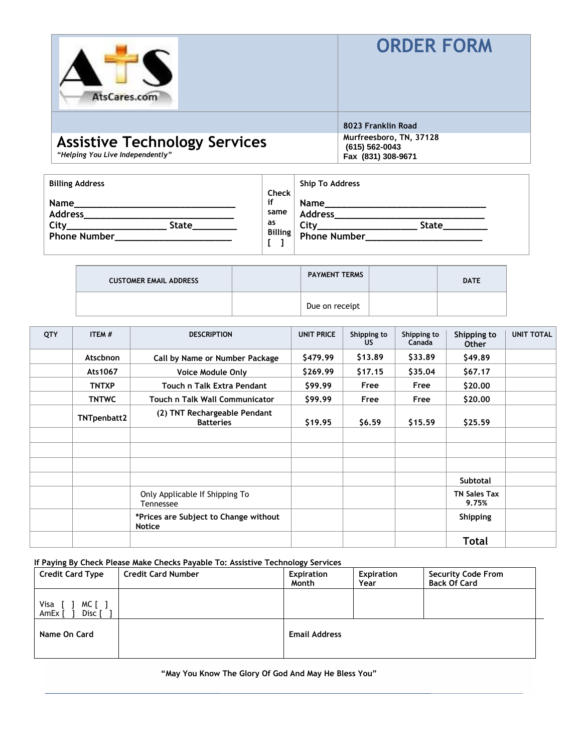# ORDER FORM

AtsCares.com

## Assistive Technology Services

*"Helping You Live Independently"*

8023 Franklin Road
Murfreesboro, TN, 37128
(615) 562-0043
Fax (831) 308-9671

| Billing Address | Check if same as Billing [ ] | Ship To Address |
|---|---|---|
| Name________________________________<br>Address______________________________<br>City___________________ State_________<br>Phone Number_______________________ | | Name________________________________<br>Address______________________________<br>City___________________ State_________<br>Phone Number_______________________ |

| CUSTOMER EMAIL ADDRESS | | PAYMENT TERMS | | DATE |
|---|---|---|---|---|
| | | Due on receipt | | |

| QTY | ITEM # | DESCRIPTION | UNIT PRICE | Shipping to US | Shipping to Canada | Shipping to Other | UNIT TOTAL |
|---|---|---|---|---|---|---|---|
| | Atscbnon | Call by Name or Number Package | $479.99 | $13.89 | $33.89 | $49.89 | |
| | Ats1067 | Voice Module Only | $269.99 | $17.15 | $35.04 | $67.17 | |
| | TNTXP | Touch n Talk Extra Pendant | $99.99 | Free | Free | $20.00 | |
| | TNTWC | Touch n Talk Wall Communicator | $99.99 | Free | Free | $20.00 | |
| | TNTpenbatt2 | (2) TNT Rechargeable Pendant Batteries | $19.95 | $6.59 | $15.59 | $25.59 | |
| | | | | | | | |
| | | | | | | | |
| | | | | | | | |
| | | | | | | Subtotal | |
| | | Only Applicable If Shipping To Tennessee | | | | TN Sales Tax 9.75% | |
| | | *Prices are Subject to Change without Notice | | | | Shipping | |
| | | | | | | **Total** | |

If Paying By Check Please Make Checks Payable To: Assistive Technology Services

| Credit Card Type | Credit Card Number | Expiration Month | Expiration Year | Security Code From Back Of Card |
|---|---|---|---|---|
| Visa [ ] MC [ ]<br>AmEx [ ] Disc [ ] | | | | |
| Name On Card | | Email Address | | |

"May You Know The Glory Of God And May He Bless You"